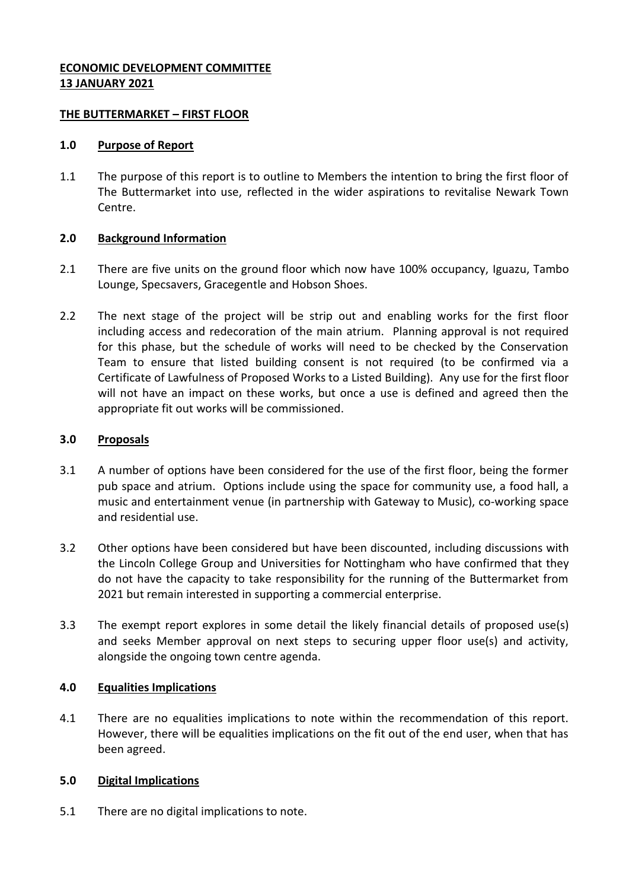**ECONOMIC DEVELOPMENT COMMITTEE**
**13 JANUARY 2021**

**THE BUTTERMARKET – FIRST FLOOR**

## 1.0 Purpose of Report

1.1 The purpose of this report is to outline to Members the intention to bring the first floor of The Buttermarket into use, reflected in the wider aspirations to revitalise Newark Town Centre.

## 2.0 Background Information

2.1 There are five units on the ground floor which now have 100% occupancy, Iguazu, Tambo Lounge, Specsavers, Gracegentle and Hobson Shoes.

2.2 The next stage of the project will be strip out and enabling works for the first floor including access and redecoration of the main atrium. Planning approval is not required for this phase, but the schedule of works will need to be checked by the Conservation Team to ensure that listed building consent is not required (to be confirmed via a Certificate of Lawfulness of Proposed Works to a Listed Building). Any use for the first floor will not have an impact on these works, but once a use is defined and agreed then the appropriate fit out works will be commissioned.

## 3.0 Proposals

3.1 A number of options have been considered for the use of the first floor, being the former pub space and atrium. Options include using the space for community use, a food hall, a music and entertainment venue (in partnership with Gateway to Music), co-working space and residential use.

3.2 Other options have been considered but have been discounted, including discussions with the Lincoln College Group and Universities for Nottingham who have confirmed that they do not have the capacity to take responsibility for the running of the Buttermarket from 2021 but remain interested in supporting a commercial enterprise.

3.3 The exempt report explores in some detail the likely financial details of proposed use(s) and seeks Member approval on next steps to securing upper floor use(s) and activity, alongside the ongoing town centre agenda.

## 4.0 Equalities Implications

4.1 There are no equalities implications to note within the recommendation of this report. However, there will be equalities implications on the fit out of the end user, when that has been agreed.

## 5.0 Digital Implications

5.1 There are no digital implications to note.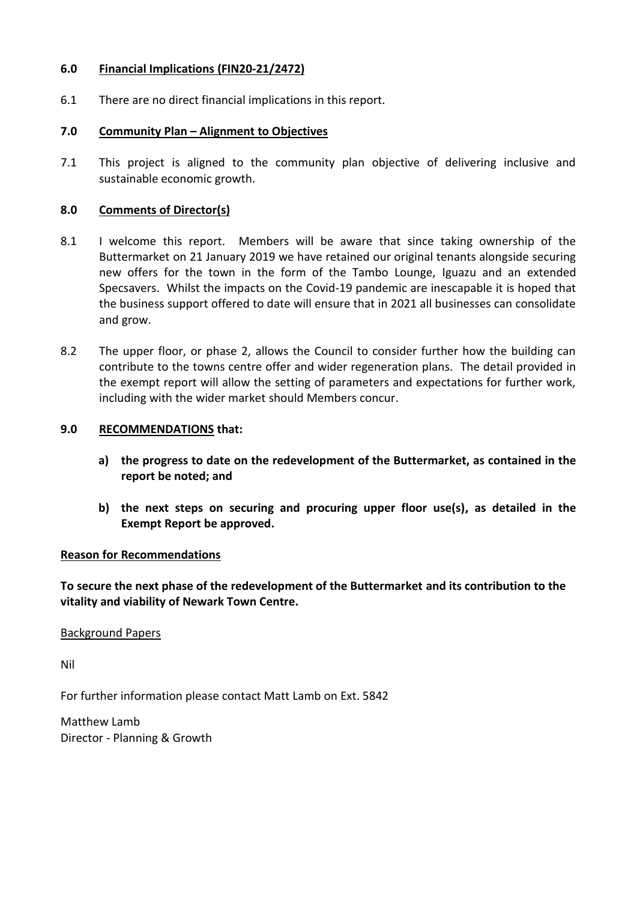## 6.0 Financial Implications (FIN20-21/2472)

6.1 There are no direct financial implications in this report.

## 7.0 Community Plan – Alignment to Objectives

7.1 This project is aligned to the community plan objective of delivering inclusive and sustainable economic growth.

## 8.0 Comments of Director(s)

8.1 I welcome this report. Members will be aware that since taking ownership of the Buttermarket on 21 January 2019 we have retained our original tenants alongside securing new offers for the town in the form of the Tambo Lounge, Iguazu and an extended Specsavers. Whilst the impacts on the Covid-19 pandemic are inescapable it is hoped that the business support offered to date will ensure that in 2021 all businesses can consolidate and grow.

8.2 The upper floor, or phase 2, allows the Council to consider further how the building can contribute to the towns centre offer and wider regeneration plans. The detail provided in the exempt report will allow the setting of parameters and expectations for further work, including with the wider market should Members concur.

## 9.0 RECOMMENDATIONS that:

**a) the progress to date on the redevelopment of the Buttermarket, as contained in the report be noted; and**

**b) the next steps on securing and procuring upper floor use(s), as detailed in the Exempt Report be approved.**

**Reason for Recommendations**

**To secure the next phase of the redevelopment of the Buttermarket and its contribution to the vitality and viability of Newark Town Centre.**

Background Papers

Nil

For further information please contact Matt Lamb on Ext. 5842

Matthew Lamb
Director - Planning & Growth